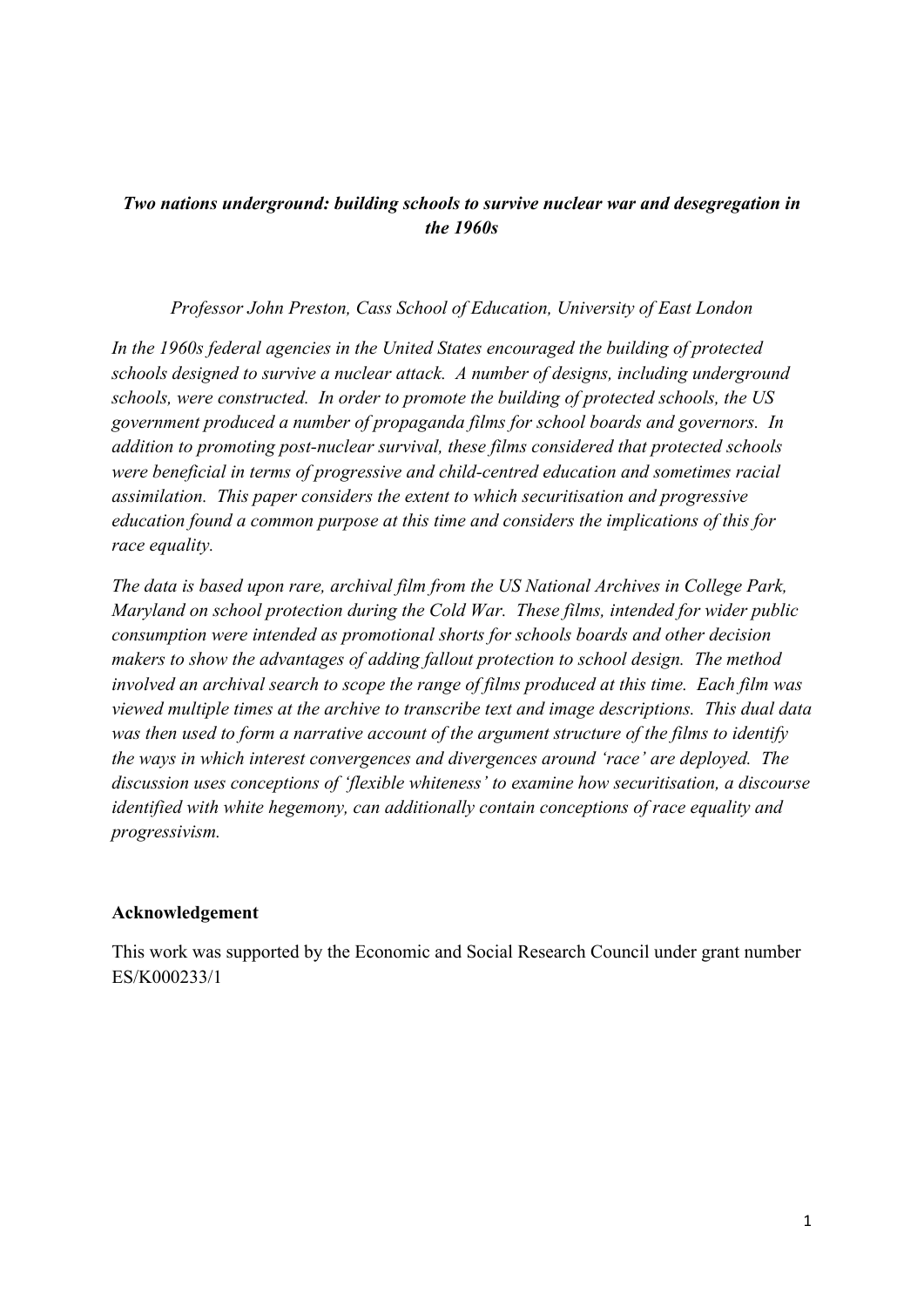# *Two nations underground: building schools to survive nuclear war and desegregation in the 1960s*

*Professor John Preston, Cass School of Education, University of East London*

*In the 1960s federal agencies in the United States encouraged the building of protected schools designed to survive a nuclear attack. A number of designs, including underground schools, were constructed. In order to promote the building of protected schools, the US government produced a number of propaganda films for school boards and governors. In addition to promoting post-nuclear survival, these films considered that protected schools were beneficial in terms of progressive and child-centred education and sometimes racial assimilation. This paper considers the extent to which securitisation and progressive education found a common purpose at this time and considers the implications of this for race equality.*

*The data is based upon rare, archival film from the US National Archives in College Park, Maryland on school protection during the Cold War. These films, intended for wider public consumption were intended as promotional shorts for schools boards and other decision makers to show the advantages of adding fallout protection to school design. The method involved an archival search to scope the range of films produced at this time. Each film was viewed multiple times at the archive to transcribe text and image descriptions. This dual data was then used to form a narrative account of the argument structure of the films to identify the ways in which interest convergences and divergences around 'race' are deployed. The discussion uses conceptions of 'flexible whiteness' to examine how securitisation, a discourse identified with white hegemony, can additionally contain conceptions of race equality and progressivism.*

## Acknowledgement

This work was supported by the Economic and Social Research Council under grant number ES/K000233/1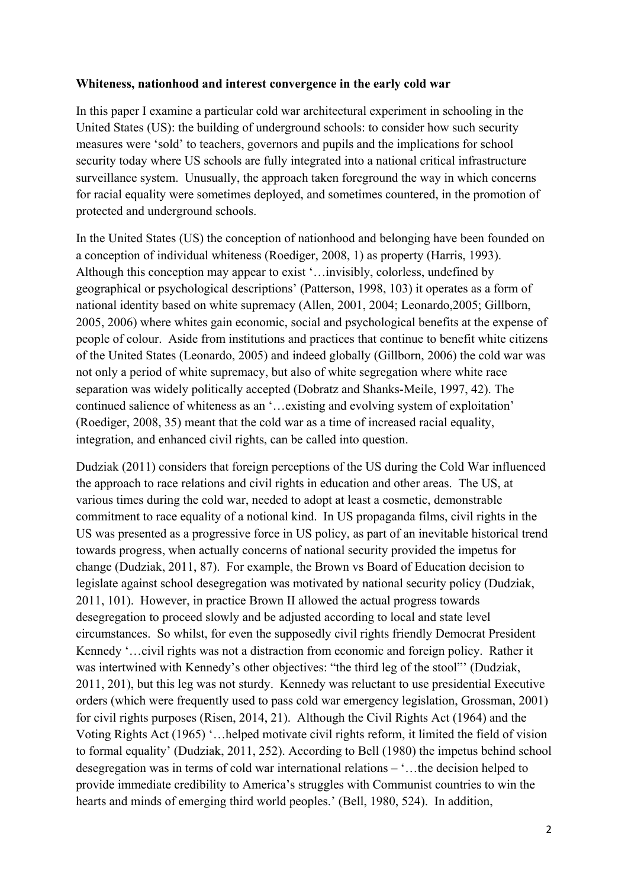**Whiteness, nationhood and interest convergence in the early cold war**

In this paper I examine a particular cold war architectural experiment in schooling in the United States (US): the building of underground schools: to consider how such security measures were 'sold' to teachers, governors and pupils and the implications for school security today where US schools are fully integrated into a national critical infrastructure surveillance system. Unusually, the approach taken foreground the way in which concerns for racial equality were sometimes deployed, and sometimes countered, in the promotion of protected and underground schools.

In the United States (US) the conception of nationhood and belonging have been founded on a conception of individual whiteness (Roediger, 2008, 1) as property (Harris, 1993). Although this conception may appear to exist '…invisibly, colorless, undefined by geographical or psychological descriptions' (Patterson, 1998, 103) it operates as a form of national identity based on white supremacy (Allen, 2001, 2004; Leonardo,2005; Gillborn, 2005, 2006) where whites gain economic, social and psychological benefits at the expense of people of colour. Aside from institutions and practices that continue to benefit white citizens of the United States (Leonardo, 2005) and indeed globally (Gillborn, 2006) the cold war was not only a period of white supremacy, but also of white segregation where white race separation was widely politically accepted (Dobratz and Shanks-Meile, 1997, 42). The continued salience of whiteness as an '…existing and evolving system of exploitation' (Roediger, 2008, 35) meant that the cold war as a time of increased racial equality, integration, and enhanced civil rights, can be called into question.

Dudziak (2011) considers that foreign perceptions of the US during the Cold War influenced the approach to race relations and civil rights in education and other areas. The US, at various times during the cold war, needed to adopt at least a cosmetic, demonstrable commitment to race equality of a notional kind. In US propaganda films, civil rights in the US was presented as a progressive force in US policy, as part of an inevitable historical trend towards progress, when actually concerns of national security provided the impetus for change (Dudziak, 2011, 87). For example, the Brown vs Board of Education decision to legislate against school desegregation was motivated by national security policy (Dudziak, 2011, 101). However, in practice Brown II allowed the actual progress towards desegregation to proceed slowly and be adjusted according to local and state level circumstances. So whilst, for even the supposedly civil rights friendly Democrat President Kennedy '…civil rights was not a distraction from economic and foreign policy. Rather it was intertwined with Kennedy's other objectives: "the third leg of the stool"' (Dudziak, 2011, 201), but this leg was not sturdy. Kennedy was reluctant to use presidential Executive orders (which were frequently used to pass cold war emergency legislation, Grossman, 2001) for civil rights purposes (Risen, 2014, 21). Although the Civil Rights Act (1964) and the Voting Rights Act (1965) '…helped motivate civil rights reform, it limited the field of vision to formal equality' (Dudziak, 2011, 252). According to Bell (1980) the impetus behind school desegregation was in terms of cold war international relations – '…the decision helped to provide immediate credibility to America's struggles with Communist countries to win the hearts and minds of emerging third world peoples.' (Bell, 1980, 524). In addition,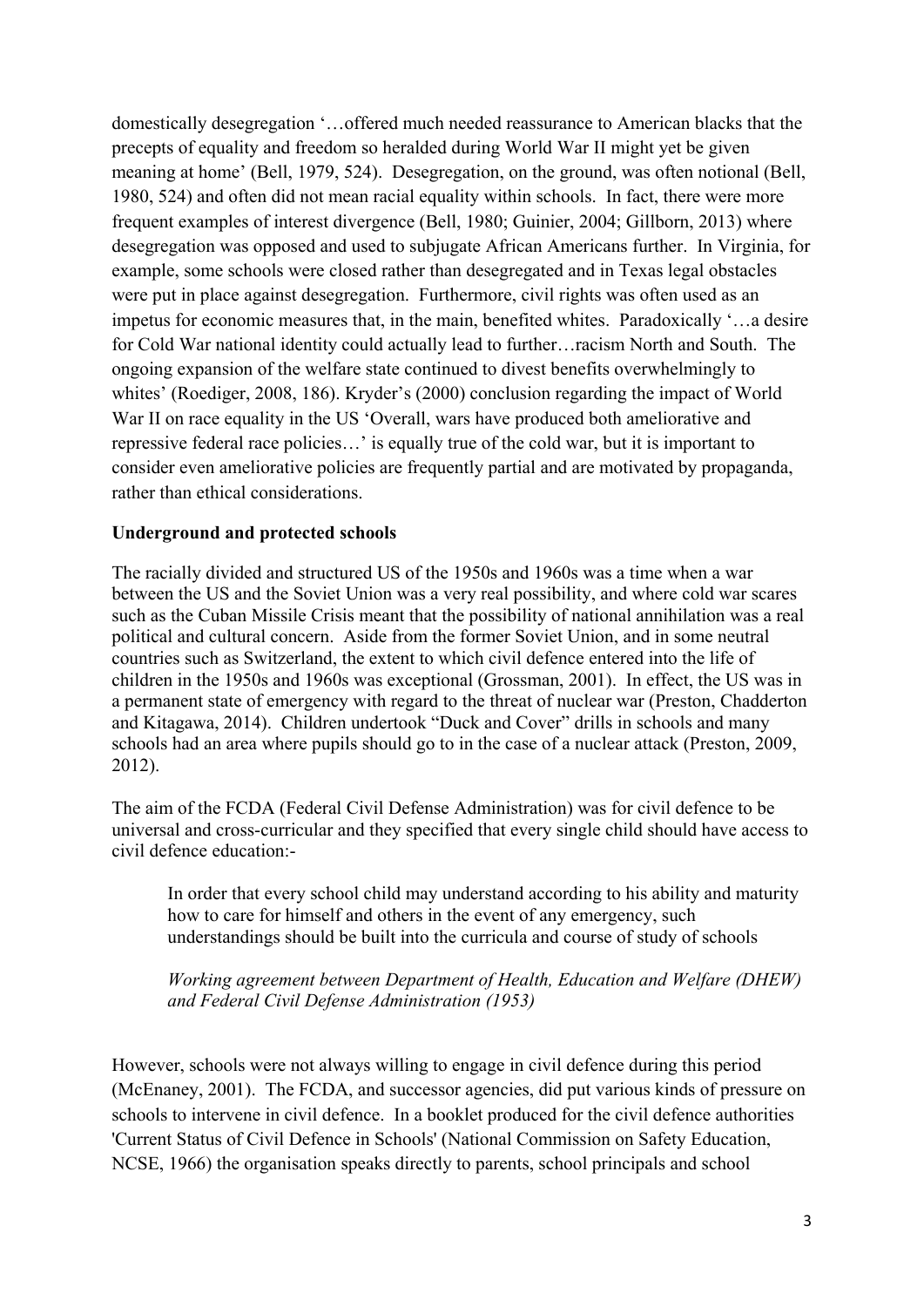domestically desegregation '…offered much needed reassurance to American blacks that the precepts of equality and freedom so heralded during World War II might yet be given meaning at home' (Bell, 1979, 524). Desegregation, on the ground, was often notional (Bell, 1980, 524) and often did not mean racial equality within schools. In fact, there were more frequent examples of interest divergence (Bell, 1980; Guinier, 2004; Gillborn, 2013) where desegregation was opposed and used to subjugate African Americans further. In Virginia, for example, some schools were closed rather than desegregated and in Texas legal obstacles were put in place against desegregation. Furthermore, civil rights was often used as an impetus for economic measures that, in the main, benefited whites. Paradoxically '…a desire for Cold War national identity could actually lead to further…racism North and South. The ongoing expansion of the welfare state continued to divest benefits overwhelmingly to whites' (Roediger, 2008, 186). Kryder's (2000) conclusion regarding the impact of World War II on race equality in the US 'Overall, wars have produced both ameliorative and repressive federal race policies…' is equally true of the cold war, but it is important to consider even ameliorative policies are frequently partial and are motivated by propaganda, rather than ethical considerations.

**Underground and protected schools**

The racially divided and structured US of the 1950s and 1960s was a time when a war between the US and the Soviet Union was a very real possibility, and where cold war scares such as the Cuban Missile Crisis meant that the possibility of national annihilation was a real political and cultural concern. Aside from the former Soviet Union, and in some neutral countries such as Switzerland, the extent to which civil defence entered into the life of children in the 1950s and 1960s was exceptional (Grossman, 2001). In effect, the US was in a permanent state of emergency with regard to the threat of nuclear war (Preston, Chadderton and Kitagawa, 2014). Children undertook "Duck and Cover" drills in schools and many schools had an area where pupils should go to in the case of a nuclear attack (Preston, 2009, 2012).

The aim of the FCDA (Federal Civil Defense Administration) was for civil defence to be universal and cross-curricular and they specified that every single child should have access to civil defence education:-

> In order that every school child may understand according to his ability and maturity how to care for himself and others in the event of any emergency, such understandings should be built into the curricula and course of study of schools
>
> *Working agreement between Department of Health, Education and Welfare (DHEW) and Federal Civil Defense Administration (1953)*

However, schools were not always willing to engage in civil defence during this period (McEnaney, 2001). The FCDA, and successor agencies, did put various kinds of pressure on schools to intervene in civil defence. In a booklet produced for the civil defence authorities 'Current Status of Civil Defence in Schools' (National Commission on Safety Education, NCSE, 1966) the organisation speaks directly to parents, school principals and school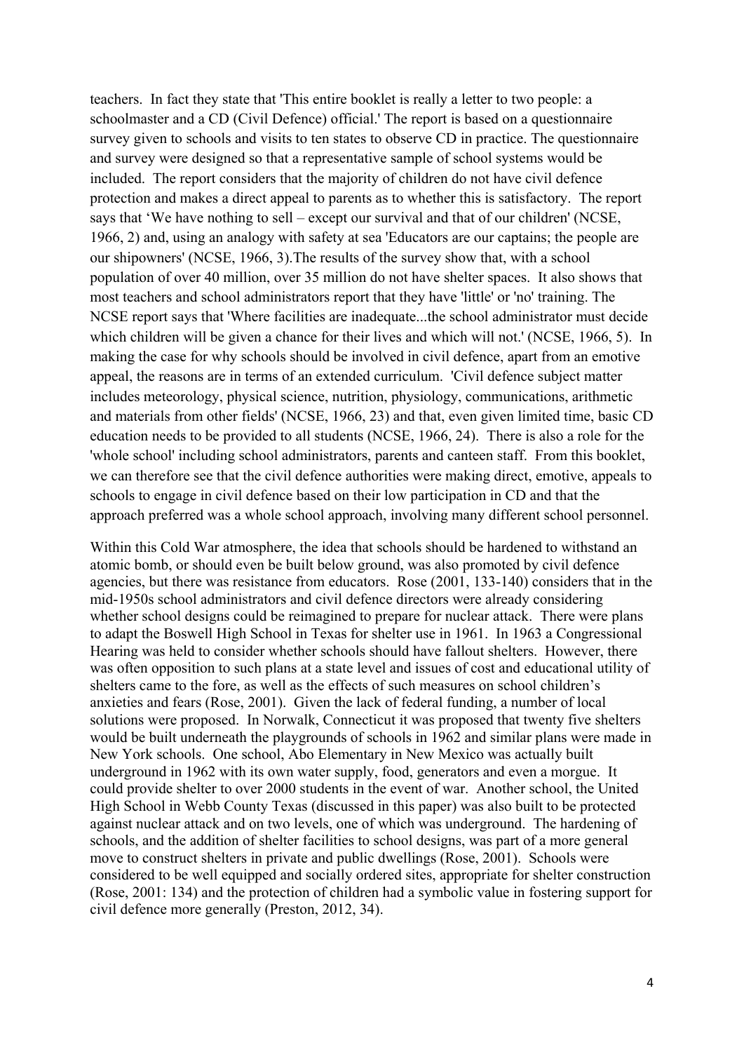teachers. In fact they state that 'This entire booklet is really a letter to two people: a schoolmaster and a CD (Civil Defence) official.' The report is based on a questionnaire survey given to schools and visits to ten states to observe CD in practice. The questionnaire and survey were designed so that a representative sample of school systems would be included. The report considers that the majority of children do not have civil defence protection and makes a direct appeal to parents as to whether this is satisfactory. The report says that 'We have nothing to sell – except our survival and that of our children' (NCSE, 1966, 2) and, using an analogy with safety at sea 'Educators are our captains; the people are our shipowners' (NCSE, 1966, 3).The results of the survey show that, with a school population of over 40 million, over 35 million do not have shelter spaces. It also shows that most teachers and school administrators report that they have 'little' or 'no' training. The NCSE report says that 'Where facilities are inadequate...the school administrator must decide which children will be given a chance for their lives and which will not.' (NCSE, 1966, 5). In making the case for why schools should be involved in civil defence, apart from an emotive appeal, the reasons are in terms of an extended curriculum. 'Civil defence subject matter includes meteorology, physical science, nutrition, physiology, communications, arithmetic and materials from other fields' (NCSE, 1966, 23) and that, even given limited time, basic CD education needs to be provided to all students (NCSE, 1966, 24). There is also a role for the 'whole school' including school administrators, parents and canteen staff. From this booklet, we can therefore see that the civil defence authorities were making direct, emotive, appeals to schools to engage in civil defence based on their low participation in CD and that the approach preferred was a whole school approach, involving many different school personnel.

Within this Cold War atmosphere, the idea that schools should be hardened to withstand an atomic bomb, or should even be built below ground, was also promoted by civil defence agencies, but there was resistance from educators. Rose (2001, 133-140) considers that in the mid-1950s school administrators and civil defence directors were already considering whether school designs could be reimagined to prepare for nuclear attack. There were plans to adapt the Boswell High School in Texas for shelter use in 1961. In 1963 a Congressional Hearing was held to consider whether schools should have fallout shelters. However, there was often opposition to such plans at a state level and issues of cost and educational utility of shelters came to the fore, as well as the effects of such measures on school children's anxieties and fears (Rose, 2001). Given the lack of federal funding, a number of local solutions were proposed. In Norwalk, Connecticut it was proposed that twenty five shelters would be built underneath the playgrounds of schools in 1962 and similar plans were made in New York schools. One school, Abo Elementary in New Mexico was actually built underground in 1962 with its own water supply, food, generators and even a morgue. It could provide shelter to over 2000 students in the event of war. Another school, the United High School in Webb County Texas (discussed in this paper) was also built to be protected against nuclear attack and on two levels, one of which was underground. The hardening of schools, and the addition of shelter facilities to school designs, was part of a more general move to construct shelters in private and public dwellings (Rose, 2001). Schools were considered to be well equipped and socially ordered sites, appropriate for shelter construction (Rose, 2001: 134) and the protection of children had a symbolic value in fostering support for civil defence more generally (Preston, 2012, 34).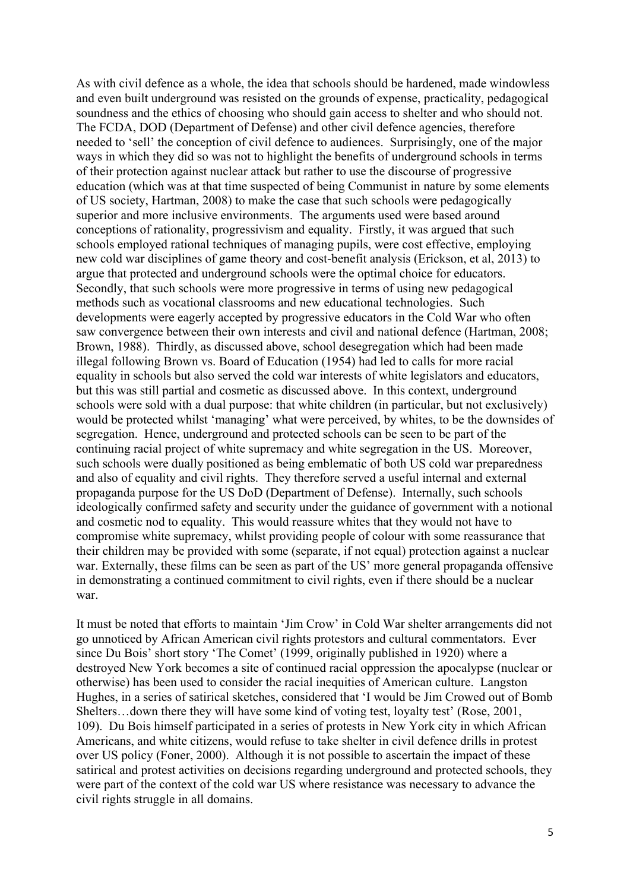As with civil defence as a whole, the idea that schools should be hardened, made windowless and even built underground was resisted on the grounds of expense, practicality, pedagogical soundness and the ethics of choosing who should gain access to shelter and who should not. The FCDA, DOD (Department of Defense) and other civil defence agencies, therefore needed to 'sell' the conception of civil defence to audiences. Surprisingly, one of the major ways in which they did so was not to highlight the benefits of underground schools in terms of their protection against nuclear attack but rather to use the discourse of progressive education (which was at that time suspected of being Communist in nature by some elements of US society, Hartman, 2008) to make the case that such schools were pedagogically superior and more inclusive environments. The arguments used were based around conceptions of rationality, progressivism and equality. Firstly, it was argued that such schools employed rational techniques of managing pupils, were cost effective, employing new cold war disciplines of game theory and cost-benefit analysis (Erickson, et al, 2013) to argue that protected and underground schools were the optimal choice for educators. Secondly, that such schools were more progressive in terms of using new pedagogical methods such as vocational classrooms and new educational technologies. Such developments were eagerly accepted by progressive educators in the Cold War who often saw convergence between their own interests and civil and national defence (Hartman, 2008; Brown, 1988). Thirdly, as discussed above, school desegregation which had been made illegal following Brown vs. Board of Education (1954) had led to calls for more racial equality in schools but also served the cold war interests of white legislators and educators, but this was still partial and cosmetic as discussed above. In this context, underground schools were sold with a dual purpose: that white children (in particular, but not exclusively) would be protected whilst 'managing' what were perceived, by whites, to be the downsides of segregation. Hence, underground and protected schools can be seen to be part of the continuing racial project of white supremacy and white segregation in the US. Moreover, such schools were dually positioned as being emblematic of both US cold war preparedness and also of equality and civil rights. They therefore served a useful internal and external propaganda purpose for the US DoD (Department of Defense). Internally, such schools ideologically confirmed safety and security under the guidance of government with a notional and cosmetic nod to equality. This would reassure whites that they would not have to compromise white supremacy, whilst providing people of colour with some reassurance that their children may be provided with some (separate, if not equal) protection against a nuclear war. Externally, these films can be seen as part of the US' more general propaganda offensive in demonstrating a continued commitment to civil rights, even if there should be a nuclear war.

It must be noted that efforts to maintain 'Jim Crow' in Cold War shelter arrangements did not go unnoticed by African American civil rights protestors and cultural commentators. Ever since Du Bois' short story 'The Comet' (1999, originally published in 1920) where a destroyed New York becomes a site of continued racial oppression the apocalypse (nuclear or otherwise) has been used to consider the racial inequities of American culture. Langston Hughes, in a series of satirical sketches, considered that 'I would be Jim Crowed out of Bomb Shelters…down there they will have some kind of voting test, loyalty test' (Rose, 2001, 109). Du Bois himself participated in a series of protests in New York city in which African Americans, and white citizens, would refuse to take shelter in civil defence drills in protest over US policy (Foner, 2000). Although it is not possible to ascertain the impact of these satirical and protest activities on decisions regarding underground and protected schools, they were part of the context of the cold war US where resistance was necessary to advance the civil rights struggle in all domains.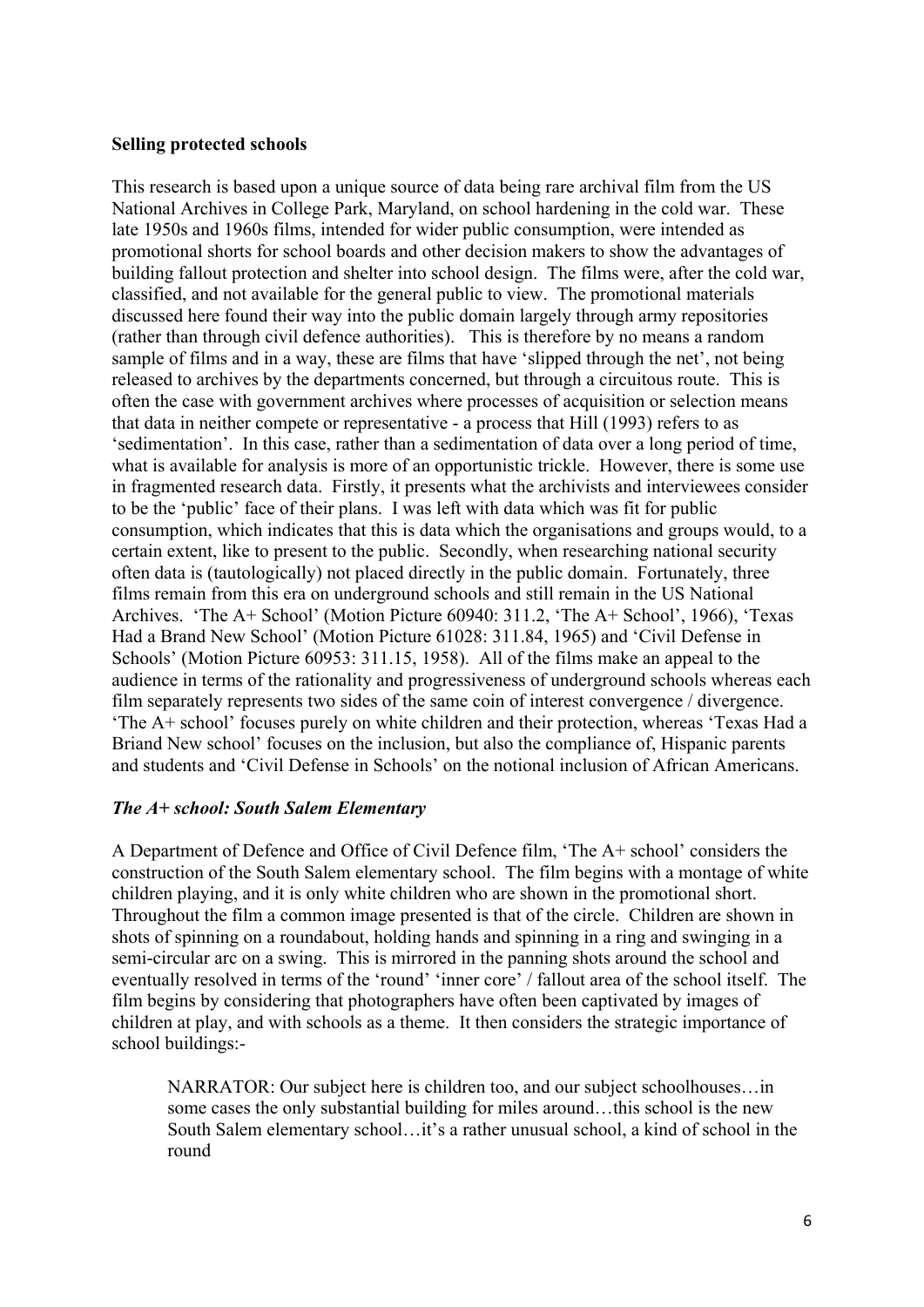**Selling protected schools**

This research is based upon a unique source of data being rare archival film from the US National Archives in College Park, Maryland, on school hardening in the cold war. These late 1950s and 1960s films, intended for wider public consumption, were intended as promotional shorts for school boards and other decision makers to show the advantages of building fallout protection and shelter into school design. The films were, after the cold war, classified, and not available for the general public to view. The promotional materials discussed here found their way into the public domain largely through army repositories (rather than through civil defence authorities). This is therefore by no means a random sample of films and in a way, these are films that have 'slipped through the net', not being released to archives by the departments concerned, but through a circuitous route. This is often the case with government archives where processes of acquisition or selection means that data in neither compete or representative - a process that Hill (1993) refers to as 'sedimentation'. In this case, rather than a sedimentation of data over a long period of time, what is available for analysis is more of an opportunistic trickle. However, there is some use in fragmented research data. Firstly, it presents what the archivists and interviewees consider to be the 'public' face of their plans. I was left with data which was fit for public consumption, which indicates that this is data which the organisations and groups would, to a certain extent, like to present to the public. Secondly, when researching national security often data is (tautologically) not placed directly in the public domain. Fortunately, three films remain from this era on underground schools and still remain in the US National Archives. 'The A+ School' (Motion Picture 60940: 311.2, 'The A+ School', 1966), 'Texas Had a Brand New School' (Motion Picture 61028: 311.84, 1965) and 'Civil Defense in Schools' (Motion Picture 60953: 311.15, 1958). All of the films make an appeal to the audience in terms of the rationality and progressiveness of underground schools whereas each film separately represents two sides of the same coin of interest convergence / divergence. 'The A+ school' focuses purely on white children and their protection, whereas 'Texas Had a Briand New school' focuses on the inclusion, but also the compliance of, Hispanic parents and students and 'Civil Defense in Schools' on the notional inclusion of African Americans.

***The A+ school: South Salem Elementary***

A Department of Defence and Office of Civil Defence film, 'The A+ school' considers the construction of the South Salem elementary school. The film begins with a montage of white children playing, and it is only white children who are shown in the promotional short. Throughout the film a common image presented is that of the circle. Children are shown in shots of spinning on a roundabout, holding hands and spinning in a ring and swinging in a semi-circular arc on a swing. This is mirrored in the panning shots around the school and eventually resolved in terms of the 'round' 'inner core' / fallout area of the school itself. The film begins by considering that photographers have often been captivated by images of children at play, and with schools as a theme. It then considers the strategic importance of school buildings:-

> NARRATOR: Our subject here is children too, and our subject schoolhouses…in some cases the only substantial building for miles around…this school is the new South Salem elementary school…it's a rather unusual school, a kind of school in the round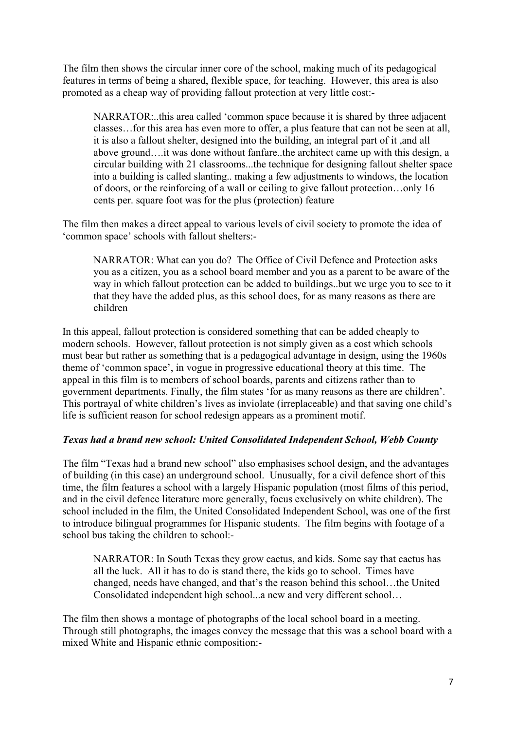The film then shows the circular inner core of the school, making much of its pedagogical features in terms of being a shared, flexible space, for teaching. However, this area is also promoted as a cheap way of providing fallout protection at very little cost:-

> NARRATOR:..this area called 'common space because it is shared by three adjacent classes…for this area has even more to offer, a plus feature that can not be seen at all, it is also a fallout shelter, designed into the building, an integral part of it ,and all above ground….it was done without fanfare..the architect came up with this design, a circular building with 21 classrooms...the technique for designing fallout shelter space into a building is called slanting.. making a few adjustments to windows, the location of doors, or the reinforcing of a wall or ceiling to give fallout protection…only 16 cents per. square foot was for the plus (protection) feature

The film then makes a direct appeal to various levels of civil society to promote the idea of 'common space' schools with fallout shelters:-

> NARRATOR: What can you do? The Office of Civil Defence and Protection asks you as a citizen, you as a school board member and you as a parent to be aware of the way in which fallout protection can be added to buildings..but we urge you to see to it that they have the added plus, as this school does, for as many reasons as there are children

In this appeal, fallout protection is considered something that can be added cheaply to modern schools. However, fallout protection is not simply given as a cost which schools must bear but rather as something that is a pedagogical advantage in design, using the 1960s theme of 'common space', in vogue in progressive educational theory at this time. The appeal in this film is to members of school boards, parents and citizens rather than to government departments. Finally, the film states 'for as many reasons as there are children'. This portrayal of white children's lives as inviolate (irreplaceable) and that saving one child's life is sufficient reason for school redesign appears as a prominent motif.

### *Texas had a brand new school: United Consolidated Independent School, Webb County*

The film "Texas had a brand new school" also emphasises school design, and the advantages of building (in this case) an underground school. Unusually, for a civil defence short of this time, the film features a school with a largely Hispanic population (most films of this period, and in the civil defence literature more generally, focus exclusively on white children). The school included in the film, the United Consolidated Independent School, was one of the first to introduce bilingual programmes for Hispanic students. The film begins with footage of a school bus taking the children to school:-

> NARRATOR: In South Texas they grow cactus, and kids. Some say that cactus has all the luck. All it has to do is stand there, the kids go to school. Times have changed, needs have changed, and that's the reason behind this school…the United Consolidated independent high school...a new and very different school…

The film then shows a montage of photographs of the local school board in a meeting. Through still photographs, the images convey the message that this was a school board with a mixed White and Hispanic ethnic composition:-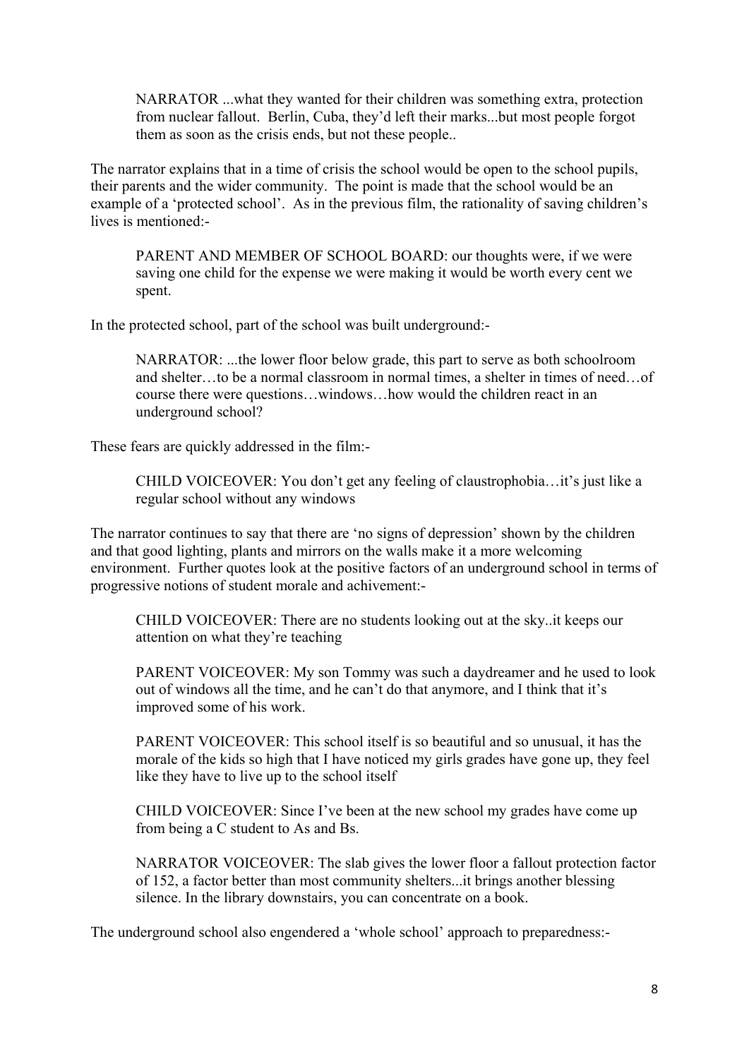> NARRATOR ...what they wanted for their children was something extra, protection from nuclear fallout. Berlin, Cuba, they'd left their marks...but most people forgot them as soon as the crisis ends, but not these people..

The narrator explains that in a time of crisis the school would be open to the school pupils, their parents and the wider community. The point is made that the school would be an example of a 'protected school'. As in the previous film, the rationality of saving children's lives is mentioned:-

> PARENT AND MEMBER OF SCHOOL BOARD: our thoughts were, if we were saving one child for the expense we were making it would be worth every cent we spent.

In the protected school, part of the school was built underground:-

> NARRATOR: ...the lower floor below grade, this part to serve as both schoolroom and shelter…to be a normal classroom in normal times, a shelter in times of need…of course there were questions…windows…how would the children react in an underground school?

These fears are quickly addressed in the film:-

> CHILD VOICEOVER: You don't get any feeling of claustrophobia…it's just like a regular school without any windows

The narrator continues to say that there are 'no signs of depression' shown by the children and that good lighting, plants and mirrors on the walls make it a more welcoming environment. Further quotes look at the positive factors of an underground school in terms of progressive notions of student morale and achivement:-

> CHILD VOICEOVER: There are no students looking out at the sky..it keeps our attention on what they're teaching
>
> PARENT VOICEOVER: My son Tommy was such a daydreamer and he used to look out of windows all the time, and he can't do that anymore, and I think that it's improved some of his work.
>
> PARENT VOICEOVER: This school itself is so beautiful and so unusual, it has the morale of the kids so high that I have noticed my girls grades have gone up, they feel like they have to live up to the school itself
>
> CHILD VOICEOVER: Since I've been at the new school my grades have come up from being a C student to As and Bs.
>
> NARRATOR VOICEOVER: The slab gives the lower floor a fallout protection factor of 152, a factor better than most community shelters...it brings another blessing silence. In the library downstairs, you can concentrate on a book.

The underground school also engendered a 'whole school' approach to preparedness:-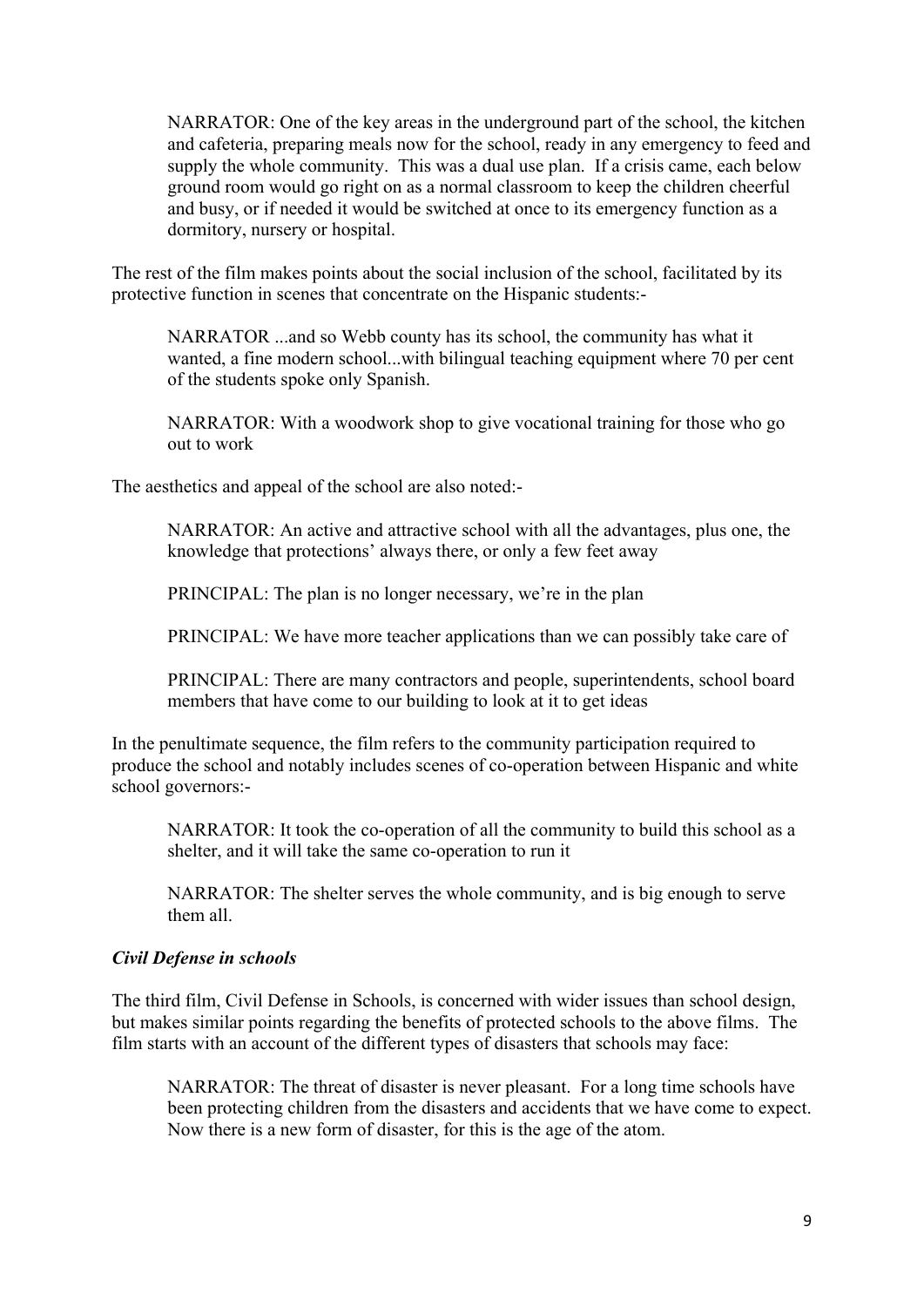NARRATOR: One of the key areas in the underground part of the school, the kitchen and cafeteria, preparing meals now for the school, ready in any emergency to feed and supply the whole community. This was a dual use plan. If a crisis came, each below ground room would go right on as a normal classroom to keep the children cheerful and busy, or if needed it would be switched at once to its emergency function as a dormitory, nursery or hospital.

The rest of the film makes points about the social inclusion of the school, facilitated by its protective function in scenes that concentrate on the Hispanic students:-

NARRATOR ...and so Webb county has its school, the community has what it wanted, a fine modern school...with bilingual teaching equipment where 70 per cent of the students spoke only Spanish.

NARRATOR: With a woodwork shop to give vocational training for those who go out to work

The aesthetics and appeal of the school are also noted:-

NARRATOR: An active and attractive school with all the advantages, plus one, the knowledge that protections' always there, or only a few feet away

PRINCIPAL: The plan is no longer necessary, we're in the plan

PRINCIPAL: We have more teacher applications than we can possibly take care of

PRINCIPAL: There are many contractors and people, superintendents, school board members that have come to our building to look at it to get ideas

In the penultimate sequence, the film refers to the community participation required to produce the school and notably includes scenes of co-operation between Hispanic and white school governors:-

NARRATOR: It took the co-operation of all the community to build this school as a shelter, and it will take the same co-operation to run it

NARRATOR: The shelter serves the whole community, and is big enough to serve them all.

### *Civil Defense in schools*

The third film, Civil Defense in Schools, is concerned with wider issues than school design, but makes similar points regarding the benefits of protected schools to the above films. The film starts with an account of the different types of disasters that schools may face:

NARRATOR: The threat of disaster is never pleasant. For a long time schools have been protecting children from the disasters and accidents that we have come to expect. Now there is a new form of disaster, for this is the age of the atom.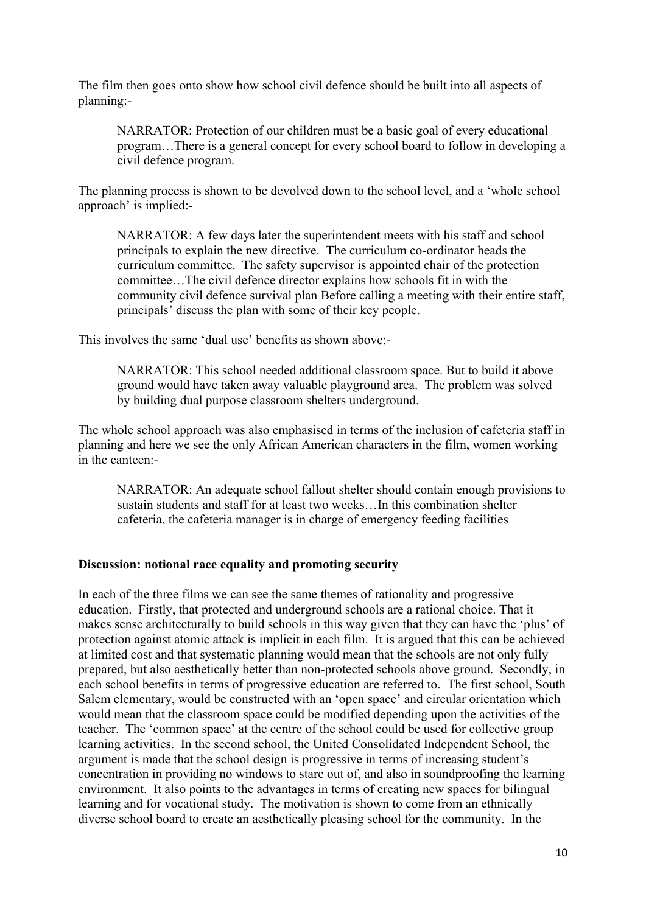The film then goes onto show how school civil defence should be built into all aspects of planning:-

> NARRATOR: Protection of our children must be a basic goal of every educational program…There is a general concept for every school board to follow in developing a civil defence program.

The planning process is shown to be devolved down to the school level, and a 'whole school approach' is implied:-

> NARRATOR: A few days later the superintendent meets with his staff and school principals to explain the new directive. The curriculum co-ordinator heads the curriculum committee. The safety supervisor is appointed chair of the protection committee…The civil defence director explains how schools fit in with the community civil defence survival plan Before calling a meeting with their entire staff, principals' discuss the plan with some of their key people.

This involves the same 'dual use' benefits as shown above:-

> NARRATOR: This school needed additional classroom space. But to build it above ground would have taken away valuable playground area. The problem was solved by building dual purpose classroom shelters underground.

The whole school approach was also emphasised in terms of the inclusion of cafeteria staff in planning and here we see the only African American characters in the film, women working in the canteen:-

> NARRATOR: An adequate school fallout shelter should contain enough provisions to sustain students and staff for at least two weeks…In this combination shelter cafeteria, the cafeteria manager is in charge of emergency feeding facilities

**Discussion: notional race equality and promoting security**

In each of the three films we can see the same themes of rationality and progressive education. Firstly, that protected and underground schools are a rational choice. That it makes sense architecturally to build schools in this way given that they can have the 'plus' of protection against atomic attack is implicit in each film. It is argued that this can be achieved at limited cost and that systematic planning would mean that the schools are not only fully prepared, but also aesthetically better than non-protected schools above ground. Secondly, in each school benefits in terms of progressive education are referred to. The first school, South Salem elementary, would be constructed with an 'open space' and circular orientation which would mean that the classroom space could be modified depending upon the activities of the teacher. The 'common space' at the centre of the school could be used for collective group learning activities. In the second school, the United Consolidated Independent School, the argument is made that the school design is progressive in terms of increasing student's concentration in providing no windows to stare out of, and also in soundproofing the learning environment. It also points to the advantages in terms of creating new spaces for bilingual learning and for vocational study. The motivation is shown to come from an ethnically diverse school board to create an aesthetically pleasing school for the community. In the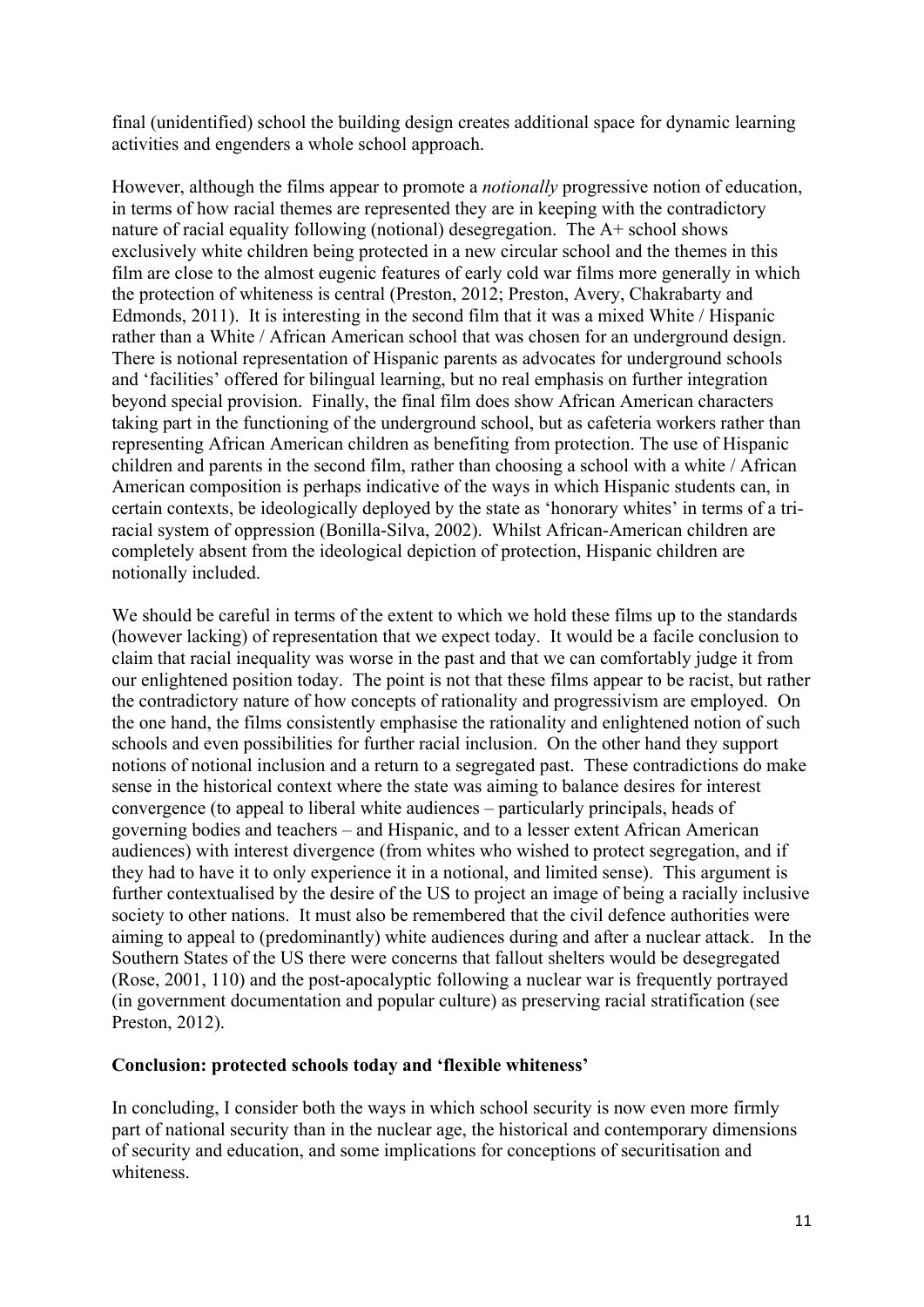final (unidentified) school the building design creates additional space for dynamic learning activities and engenders a whole school approach.

However, although the films appear to promote a *notionally* progressive notion of education, in terms of how racial themes are represented they are in keeping with the contradictory nature of racial equality following (notional) desegregation. The A+ school shows exclusively white children being protected in a new circular school and the themes in this film are close to the almost eugenic features of early cold war films more generally in which the protection of whiteness is central (Preston, 2012; Preston, Avery, Chakrabarty and Edmonds, 2011). It is interesting in the second film that it was a mixed White / Hispanic rather than a White / African American school that was chosen for an underground design. There is notional representation of Hispanic parents as advocates for underground schools and 'facilities' offered for bilingual learning, but no real emphasis on further integration beyond special provision. Finally, the final film does show African American characters taking part in the functioning of the underground school, but as cafeteria workers rather than representing African American children as benefiting from protection. The use of Hispanic children and parents in the second film, rather than choosing a school with a white / African American composition is perhaps indicative of the ways in which Hispanic students can, in certain contexts, be ideologically deployed by the state as 'honorary whites' in terms of a tri-racial system of oppression (Bonilla-Silva, 2002). Whilst African-American children are completely absent from the ideological depiction of protection, Hispanic children are notionally included.

We should be careful in terms of the extent to which we hold these films up to the standards (however lacking) of representation that we expect today. It would be a facile conclusion to claim that racial inequality was worse in the past and that we can comfortably judge it from our enlightened position today. The point is not that these films appear to be racist, but rather the contradictory nature of how concepts of rationality and progressivism are employed. On the one hand, the films consistently emphasise the rationality and enlightened notion of such schools and even possibilities for further racial inclusion. On the other hand they support notions of notional inclusion and a return to a segregated past. These contradictions do make sense in the historical context where the state was aiming to balance desires for interest convergence (to appeal to liberal white audiences – particularly principals, heads of governing bodies and teachers – and Hispanic, and to a lesser extent African American audiences) with interest divergence (from whites who wished to protect segregation, and if they had to have it to only experience it in a notional, and limited sense). This argument is further contextualised by the desire of the US to project an image of being a racially inclusive society to other nations. It must also be remembered that the civil defence authorities were aiming to appeal to (predominantly) white audiences during and after a nuclear attack. In the Southern States of the US there were concerns that fallout shelters would be desegregated (Rose, 2001, 110) and the post-apocalyptic following a nuclear war is frequently portrayed (in government documentation and popular culture) as preserving racial stratification (see Preston, 2012).

## Conclusion: protected schools today and 'flexible whiteness'

In concluding, I consider both the ways in which school security is now even more firmly part of national security than in the nuclear age, the historical and contemporary dimensions of security and education, and some implications for conceptions of securitisation and whiteness.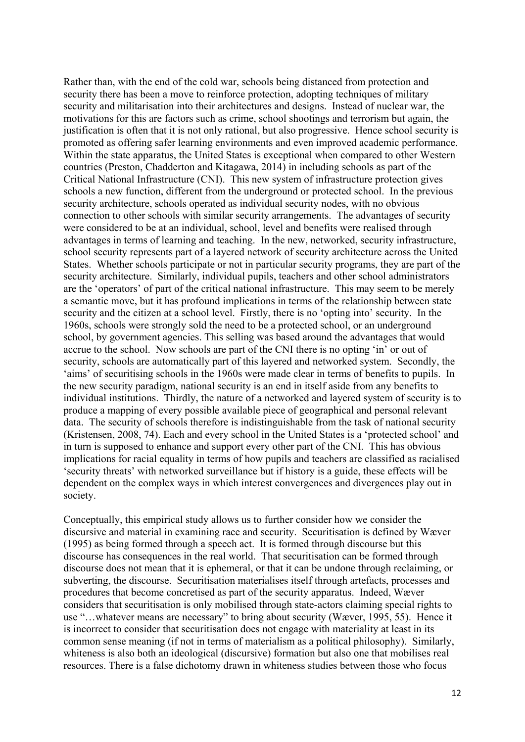Rather than, with the end of the cold war, schools being distanced from protection and security there has been a move to reinforce protection, adopting techniques of military security and militarisation into their architectures and designs. Instead of nuclear war, the motivations for this are factors such as crime, school shootings and terrorism but again, the justification is often that it is not only rational, but also progressive. Hence school security is promoted as offering safer learning environments and even improved academic performance. Within the state apparatus, the United States is exceptional when compared to other Western countries (Preston, Chadderton and Kitagawa, 2014) in including schools as part of the Critical National Infrastructure (CNI). This new system of infrastructure protection gives schools a new function, different from the underground or protected school. In the previous security architecture, schools operated as individual security nodes, with no obvious connection to other schools with similar security arrangements. The advantages of security were considered to be at an individual, school, level and benefits were realised through advantages in terms of learning and teaching. In the new, networked, security infrastructure, school security represents part of a layered network of security architecture across the United States. Whether schools participate or not in particular security programs, they are part of the security architecture. Similarly, individual pupils, teachers and other school administrators are the 'operators' of part of the critical national infrastructure. This may seem to be merely a semantic move, but it has profound implications in terms of the relationship between state security and the citizen at a school level. Firstly, there is no 'opting into' security. In the 1960s, schools were strongly sold the need to be a protected school, or an underground school, by government agencies. This selling was based around the advantages that would accrue to the school. Now schools are part of the CNI there is no opting 'in' or out of security, schools are automatically part of this layered and networked system. Secondly, the 'aims' of securitising schools in the 1960s were made clear in terms of benefits to pupils. In the new security paradigm, national security is an end in itself aside from any benefits to individual institutions. Thirdly, the nature of a networked and layered system of security is to produce a mapping of every possible available piece of geographical and personal relevant data. The security of schools therefore is indistinguishable from the task of national security (Kristensen, 2008, 74). Each and every school in the United States is a 'protected school' and in turn is supposed to enhance and support every other part of the CNI. This has obvious implications for racial equality in terms of how pupils and teachers are classified as racialised 'security threats' with networked surveillance but if history is a guide, these effects will be dependent on the complex ways in which interest convergences and divergences play out in society.

Conceptually, this empirical study allows us to further consider how we consider the discursive and material in examining race and security. Securitisation is defined by Wæver (1995) as being formed through a speech act. It is formed through discourse but this discourse has consequences in the real world. That securitisation can be formed through discourse does not mean that it is ephemeral, or that it can be undone through reclaiming, or subverting, the discourse. Securitisation materialises itself through artefacts, processes and procedures that become concretised as part of the security apparatus. Indeed, Wæver considers that securitisation is only mobilised through state-actors claiming special rights to use "…whatever means are necessary" to bring about security (Wæver, 1995, 55). Hence it is incorrect to consider that securitisation does not engage with materiality at least in its common sense meaning (if not in terms of materialism as a political philosophy). Similarly, whiteness is also both an ideological (discursive) formation but also one that mobilises real resources. There is a false dichotomy drawn in whiteness studies between those who focus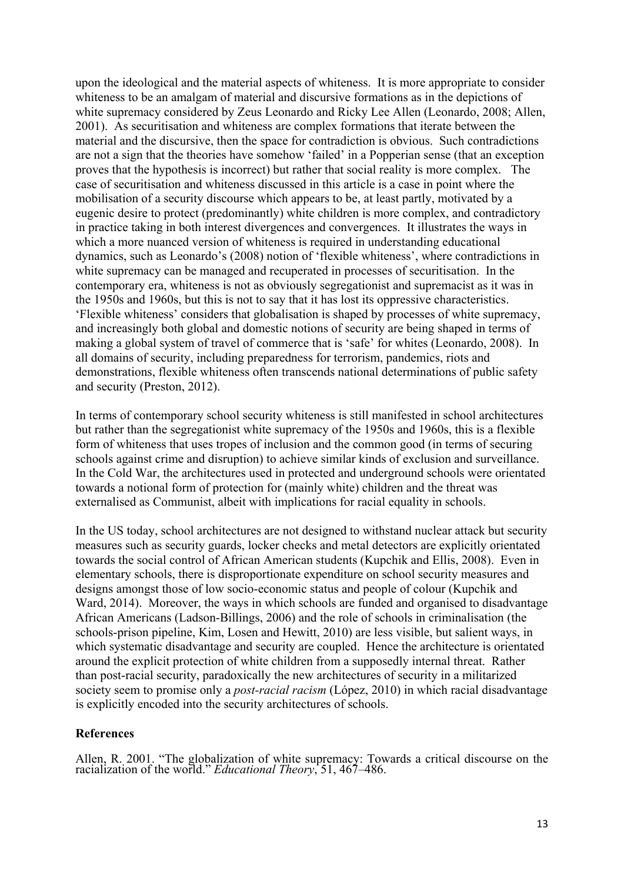upon the ideological and the material aspects of whiteness. It is more appropriate to consider whiteness to be an amalgam of material and discursive formations as in the depictions of white supremacy considered by Zeus Leonardo and Ricky Lee Allen (Leonardo, 2008; Allen, 2001). As securitisation and whiteness are complex formations that iterate between the material and the discursive, then the space for contradiction is obvious. Such contradictions are not a sign that the theories have somehow 'failed' in a Popperian sense (that an exception proves that the hypothesis is incorrect) but rather that social reality is more complex. The case of securitisation and whiteness discussed in this article is a case in point where the mobilisation of a security discourse which appears to be, at least partly, motivated by a eugenic desire to protect (predominantly) white children is more complex, and contradictory in practice taking in both interest divergences and convergences. It illustrates the ways in which a more nuanced version of whiteness is required in understanding educational dynamics, such as Leonardo's (2008) notion of 'flexible whiteness', where contradictions in white supremacy can be managed and recuperated in processes of securitisation. In the contemporary era, whiteness is not as obviously segregationist and supremacist as it was in the 1950s and 1960s, but this is not to say that it has lost its oppressive characteristics. 'Flexible whiteness' considers that globalisation is shaped by processes of white supremacy, and increasingly both global and domestic notions of security are being shaped in terms of making a global system of travel of commerce that is 'safe' for whites (Leonardo, 2008). In all domains of security, including preparedness for terrorism, pandemics, riots and demonstrations, flexible whiteness often transcends national determinations of public safety and security (Preston, 2012).

In terms of contemporary school security whiteness is still manifested in school architectures but rather than the segregationist white supremacy of the 1950s and 1960s, this is a flexible form of whiteness that uses tropes of inclusion and the common good (in terms of securing schools against crime and disruption) to achieve similar kinds of exclusion and surveillance. In the Cold War, the architectures used in protected and underground schools were orientated towards a notional form of protection for (mainly white) children and the threat was externalised as Communist, albeit with implications for racial equality in schools.

In the US today, school architectures are not designed to withstand nuclear attack but security measures such as security guards, locker checks and metal detectors are explicitly orientated towards the social control of African American students (Kupchik and Ellis, 2008). Even in elementary schools, there is disproportionate expenditure on school security measures and designs amongst those of low socio-economic status and people of colour (Kupchik and Ward, 2014). Moreover, the ways in which schools are funded and organised to disadvantage African Americans (Ladson-Billings, 2006) and the role of schools in criminalisation (the schools-prison pipeline, Kim, Losen and Hewitt, 2010) are less visible, but salient ways, in which systematic disadvantage and security are coupled. Hence the architecture is orientated around the explicit protection of white children from a supposedly internal threat. Rather than post-racial security, paradoxically the new architectures of security in a militarized society seem to promise only a *post-racial racism* (López, 2010) in which racial disadvantage is explicitly encoded into the security architectures of schools.

**References**

Allen, R. 2001. "The globalization of white supremacy: Towards a critical discourse on the racialization of the world." *Educational Theory*, 51, 467–486.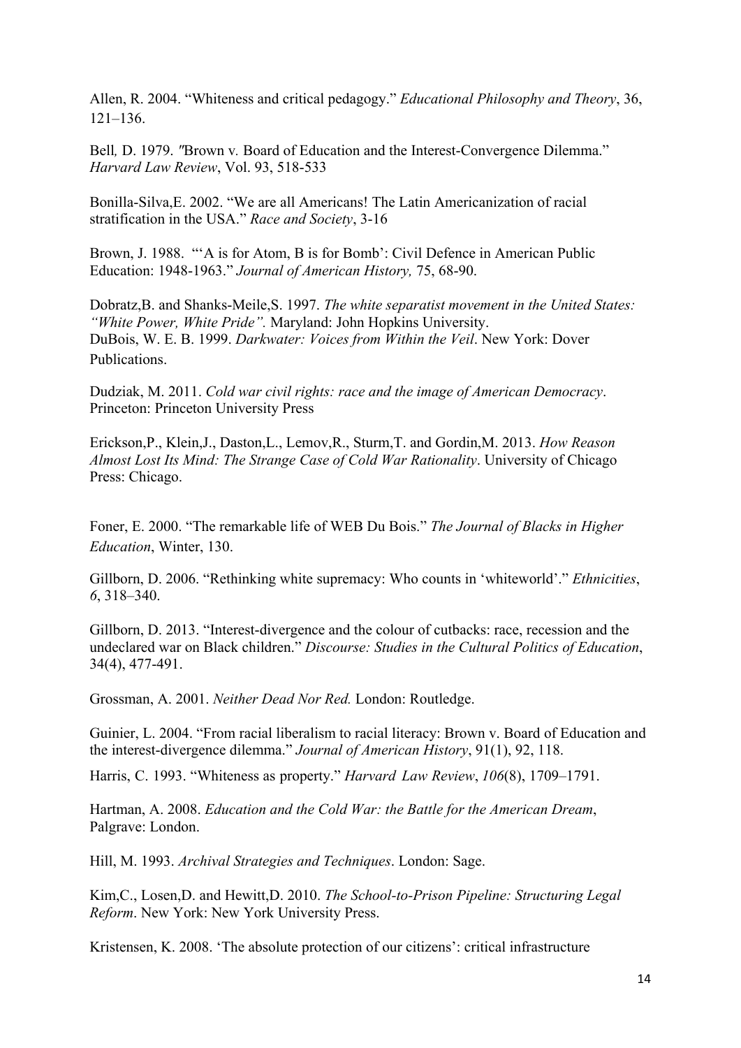Allen, R. 2004. "Whiteness and critical pedagogy." *Educational Philosophy and Theory*, 36, 121–136.

Bell*,* D. 1979. *"*Brown v*.* Board of Education and the Interest-Convergence Dilemma." *Harvard Law Review*, Vol. 93, 518-533

Bonilla-Silva,E. 2002. "We are all Americans! The Latin Americanization of racial stratification in the USA." *Race and Society*, 3-16

Brown, J. 1988. "'A is for Atom, B is for Bomb': Civil Defence in American Public Education: 1948-1963." *Journal of American History,* 75, 68-90.

Dobratz,B. and Shanks-Meile,S. 1997. *The white separatist movement in the United States: "White Power, White Pride".* Maryland: John Hopkins University.

DuBois, W. E. B. 1999. *Darkwater: Voices from Within the Veil*. New York: Dover Publications.

Dudziak, M. 2011. *Cold war civil rights: race and the image of American Democracy*. Princeton: Princeton University Press

Erickson,P., Klein,J., Daston,L., Lemov,R., Sturm,T. and Gordin,M. 2013. *How Reason Almost Lost Its Mind: The Strange Case of Cold War Rationality*. University of Chicago Press: Chicago.

Foner, E. 2000. "The remarkable life of WEB Du Bois." *The Journal of Blacks in Higher Education*, Winter, 130.

Gillborn, D. 2006. "Rethinking white supremacy: Who counts in 'whiteworld'." *Ethnicities*, *6*, 318–340.

Gillborn, D. 2013. "Interest-divergence and the colour of cutbacks: race, recession and the undeclared war on Black children." *Discourse: Studies in the Cultural Politics of Education*, 34(4), 477-491.

Grossman, A. 2001. *Neither Dead Nor Red.* London: Routledge.

Guinier, L. 2004. "From racial liberalism to racial literacy: Brown v. Board of Education and the interest-divergence dilemma." *Journal of American History*, 91(1), 92, 118.

Harris, C. 1993. "Whiteness as property." *Harvard Law Review*, *106*(8), 1709–1791.

Hartman, A. 2008. *Education and the Cold War: the Battle for the American Dream*, Palgrave: London.

Hill, M. 1993. *Archival Strategies and Techniques*. London: Sage.

Kim,C., Losen,D. and Hewitt,D. 2010. *The School-to-Prison Pipeline: Structuring Legal Reform*. New York: New York University Press.

Kristensen, K. 2008. 'The absolute protection of our citizens': critical infrastructure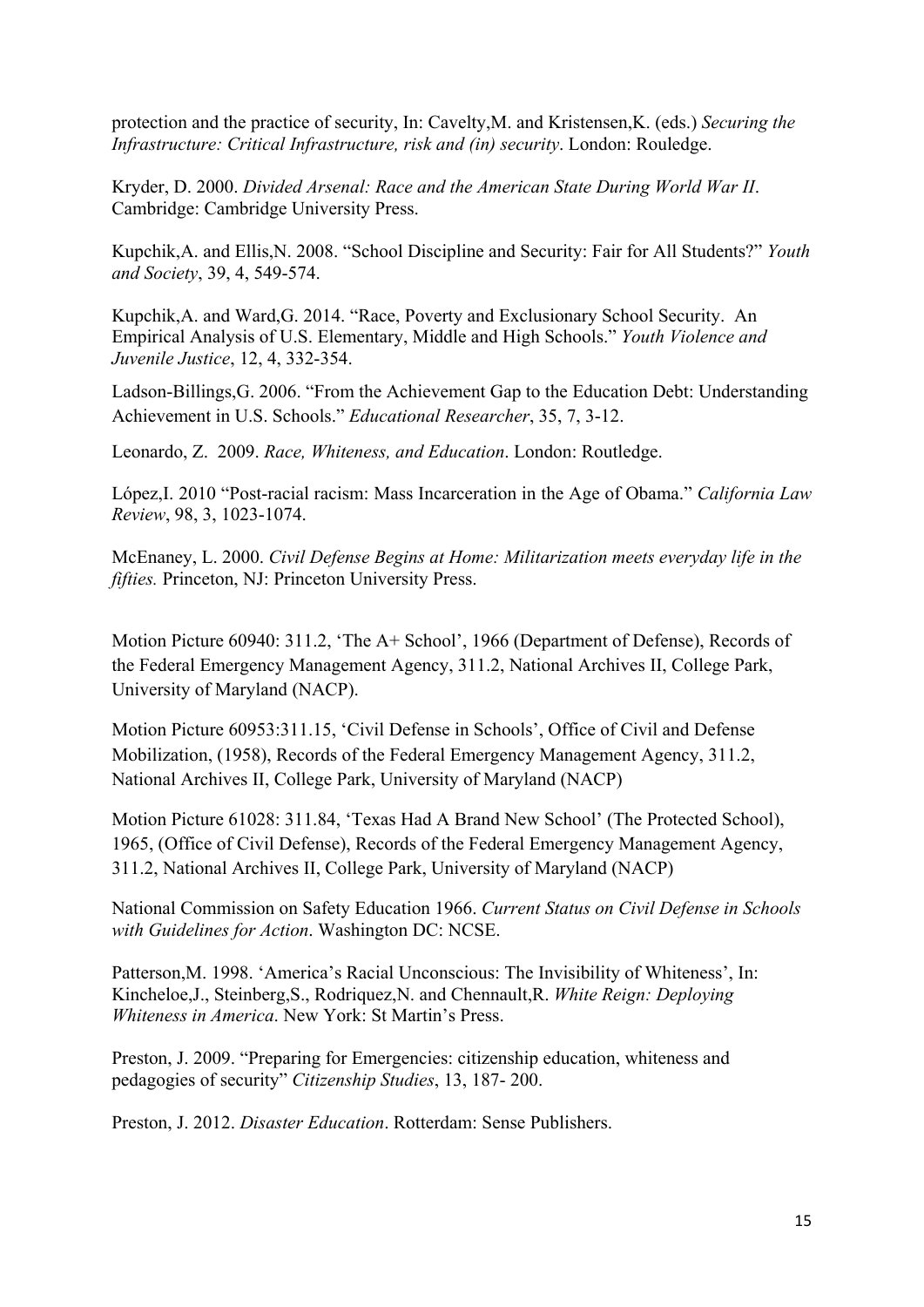protection and the practice of security, In: Cavelty,M. and Kristensen,K. (eds.) *Securing the Infrastructure: Critical Infrastructure, risk and (in) security*. London: Rouledge.

Kryder, D. 2000. *Divided Arsenal: Race and the American State During World War II*. Cambridge: Cambridge University Press.

Kupchik,A. and Ellis,N. 2008. "School Discipline and Security: Fair for All Students?" *Youth and Society*, 39, 4, 549-574.

Kupchik,A. and Ward,G. 2014. "Race, Poverty and Exclusionary School Security. An Empirical Analysis of U.S. Elementary, Middle and High Schools." *Youth Violence and Juvenile Justice*, 12, 4, 332-354.

Ladson-Billings,G. 2006. "From the Achievement Gap to the Education Debt: Understanding Achievement in U.S. Schools." *Educational Researcher*, 35, 7, 3-12.

Leonardo, Z. 2009. *Race, Whiteness, and Education*. London: Routledge.

López,I. 2010 "Post-racial racism: Mass Incarceration in the Age of Obama." *California Law Review*, 98, 3, 1023-1074.

McEnaney, L. 2000. *Civil Defense Begins at Home: Militarization meets everyday life in the fifties.* Princeton, NJ: Princeton University Press.

Motion Picture 60940: 311.2, 'The A+ School', 1966 (Department of Defense), Records of the Federal Emergency Management Agency, 311.2, National Archives II, College Park, University of Maryland (NACP).

Motion Picture 60953:311.15, 'Civil Defense in Schools', Office of Civil and Defense Mobilization, (1958), Records of the Federal Emergency Management Agency, 311.2, National Archives II, College Park, University of Maryland (NACP)

Motion Picture 61028: 311.84, 'Texas Had A Brand New School' (The Protected School), 1965, (Office of Civil Defense), Records of the Federal Emergency Management Agency, 311.2, National Archives II, College Park, University of Maryland (NACP)

National Commission on Safety Education 1966. *Current Status on Civil Defense in Schools with Guidelines for Action*. Washington DC: NCSE.

Patterson,M. 1998. 'America's Racial Unconscious: The Invisibility of Whiteness', In: Kincheloe,J., Steinberg,S., Rodriquez,N. and Chennault,R. *White Reign: Deploying Whiteness in America*. New York: St Martin's Press.

Preston, J. 2009. "Preparing for Emergencies: citizenship education, whiteness and pedagogies of security" *Citizenship Studies*, 13, 187- 200.

Preston, J. 2012. *Disaster Education*. Rotterdam: Sense Publishers.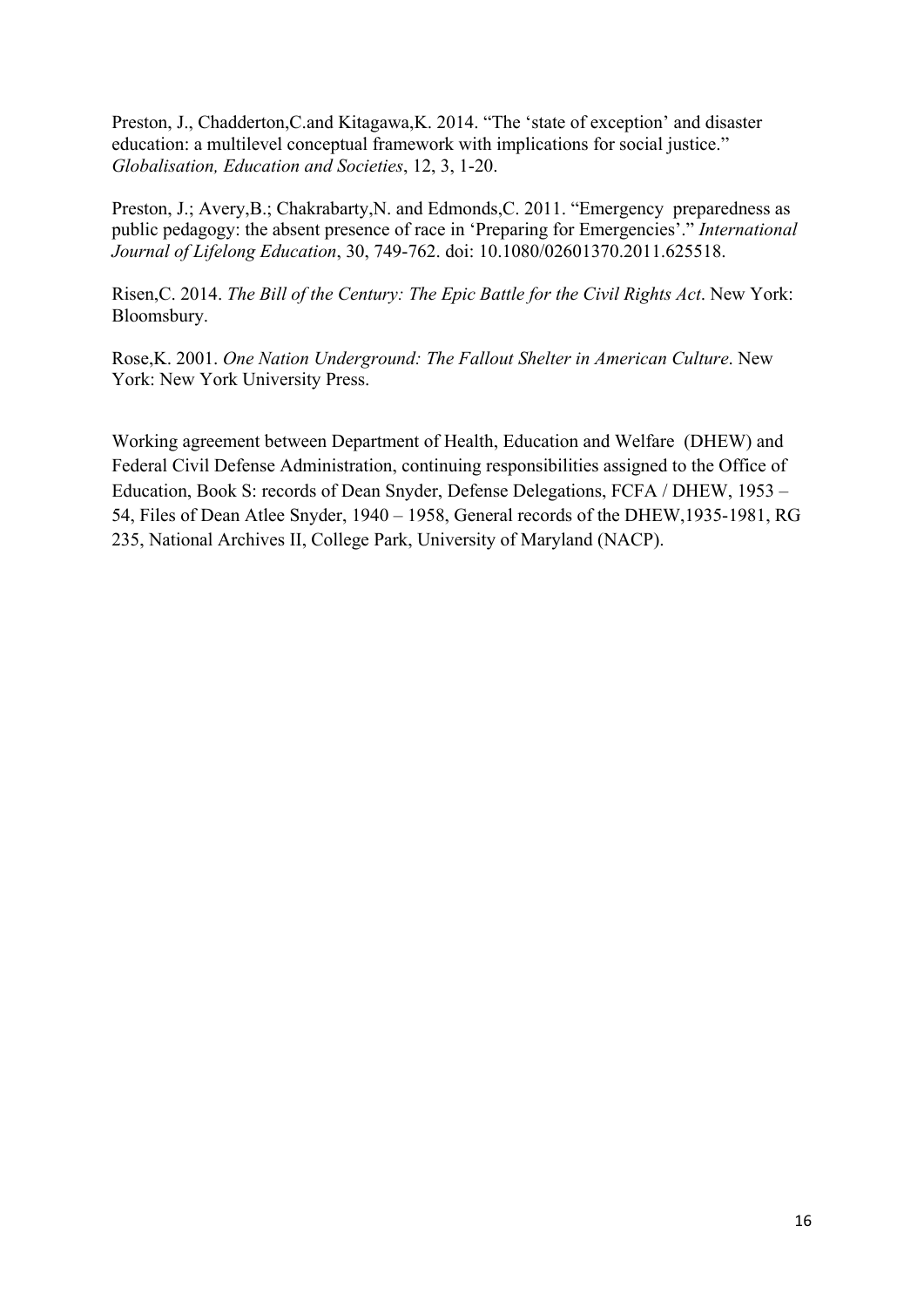Preston, J., Chadderton,C.and Kitagawa,K. 2014. "The 'state of exception' and disaster education: a multilevel conceptual framework with implications for social justice." *Globalisation, Education and Societies*, 12, 3, 1-20.

Preston, J.; Avery,B.; Chakrabarty,N. and Edmonds,C. 2011. "Emergency preparedness as public pedagogy: the absent presence of race in 'Preparing for Emergencies'." *International Journal of Lifelong Education*, 30, 749-762. doi: 10.1080/02601370.2011.625518.

Risen,C. 2014. *The Bill of the Century: The Epic Battle for the Civil Rights Act*. New York: Bloomsbury.

Rose,K. 2001. *One Nation Underground: The Fallout Shelter in American Culture*. New York: New York University Press.

Working agreement between Department of Health, Education and Welfare (DHEW) and Federal Civil Defense Administration, continuing responsibilities assigned to the Office of Education, Book S: records of Dean Snyder, Defense Delegations, FCFA / DHEW, 1953 – 54, Files of Dean Atlee Snyder, 1940 – 1958, General records of the DHEW,1935-1981, RG 235, National Archives II, College Park, University of Maryland (NACP).